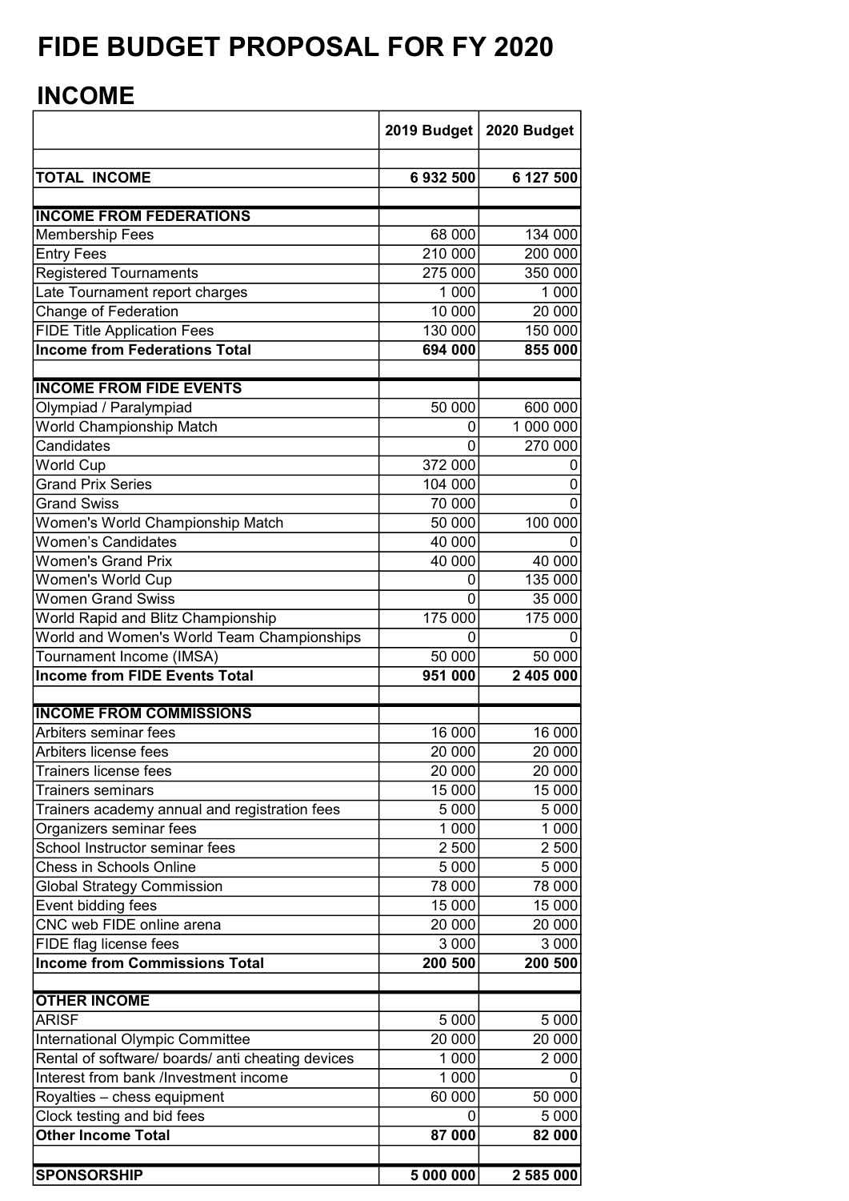# FIDE BUDGET PROPOSAL FOR FY 2020

## INCOME

| | 2019 Budget | 2020 Budget |
|---|---|---|
| | | |
| **TOTAL INCOME** | **6 932 500** | **6 127 500** |
| | | |
| **INCOME FROM FEDERATIONS** | | |
| Membership Fees | 68 000 | 134 000 |
| Entry Fees | 210 000 | 200 000 |
| Registered Tournaments | 275 000 | 350 000 |
| Late Tournament report charges | 1 000 | 1 000 |
| Change of Federation | 10 000 | 20 000 |
| FIDE Title Application Fees | 130 000 | 150 000 |
| **Income from Federations Total** | **694 000** | **855 000** |
| | | |
| **INCOME FROM FIDE EVENTS** | | |
| Olympiad / Paralympiad | 50 000 | 600 000 |
| World Championship Match | 0 | 1 000 000 |
| Candidates | 0 | 270 000 |
| World Cup | 372 000 | 0 |
| Grand Prix Series | 104 000 | 0 |
| Grand Swiss | 70 000 | 0 |
| Women's World Championship Match | 50 000 | 100 000 |
| Women's Candidates | 40 000 | 0 |
| Women's Grand Prix | 40 000 | 40 000 |
| Women's World Cup | 0 | 135 000 |
| Women Grand Swiss | 0 | 35 000 |
| World Rapid and Blitz Championship | 175 000 | 175 000 |
| World and Women's World Team Championships | 0 | 0 |
| Tournament Income (IMSA) | 50 000 | 50 000 |
| **Income from FIDE Events Total** | **951 000** | **2 405 000** |
| | | |
| **INCOME FROM COMMISSIONS** | | |
| Arbiters seminar fees | 16 000 | 16 000 |
| Arbiters license fees | 20 000 | 20 000 |
| Trainers license fees | 20 000 | 20 000 |
| Trainers seminars | 15 000 | 15 000 |
| Trainers academy annual and registration fees | 5 000 | 5 000 |
| Organizers seminar fees | 1 000 | 1 000 |
| School Instructor seminar fees | 2 500 | 2 500 |
| Chess in Schools Online | 5 000 | 5 000 |
| Global Strategy Commission | 78 000 | 78 000 |
| Event bidding fees | 15 000 | 15 000 |
| CNC web FIDE online arena | 20 000 | 20 000 |
| FIDE flag license fees | 3 000 | 3 000 |
| **Income from Commissions Total** | **200 500** | **200 500** |
| | | |
| **OTHER INCOME** | | |
| ARISF | 5 000 | 5 000 |
| International Olympic Committee | 20 000 | 20 000 |
| Rental of software/ boards/ anti cheating devices | 1 000 | 2 000 |
| Interest from bank /Investment income | 1 000 | 0 |
| Royalties – chess equipment | 60 000 | 50 000 |
| Clock testing and bid fees | 0 | 5 000 |
| **Other Income Total** | **87 000** | **82 000** |
| | | |
| **SPONSORSHIP** | **5 000 000** | **2 585 000** |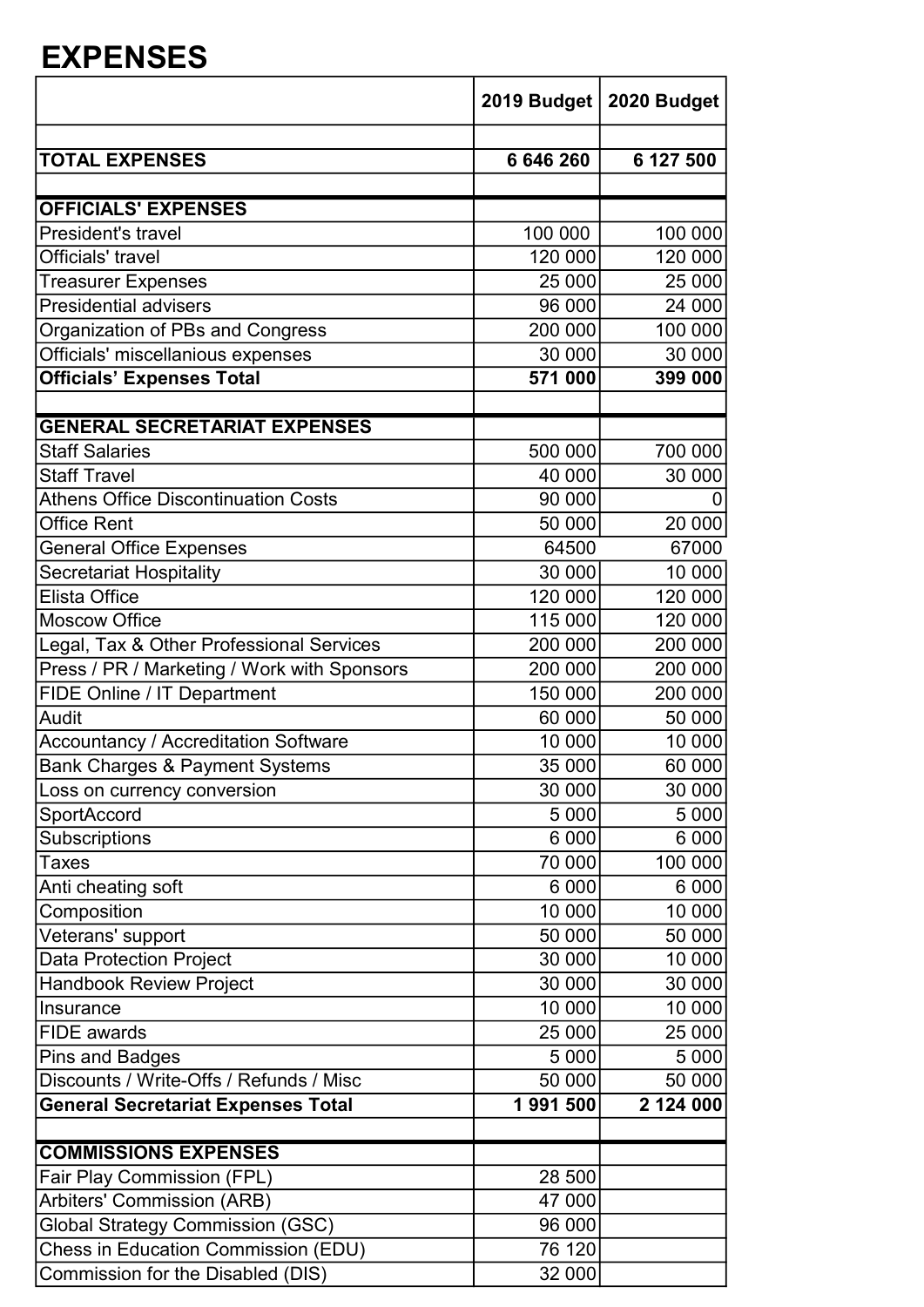# EXPENSES

| | 2019 Budget | 2020 Budget |
|---|---|---|
| | | |
| **TOTAL EXPENSES** | **6 646 260** | **6 127 500** |
| | | |
| **OFFICIALS' EXPENSES** | | |
| President's travel | 100 000 | 100 000 |
| Officials' travel | 120 000 | 120 000 |
| Treasurer Expenses | 25 000 | 25 000 |
| Presidential advisers | 96 000 | 24 000 |
| Organization of PBs and Congress | 200 000 | 100 000 |
| Officials' miscellanious expenses | 30 000 | 30 000 |
| **Officials' Expenses Total** | **571 000** | **399 000** |
| | | |
| **GENERAL SECRETARIAT EXPENSES** | | |
| Staff Salaries | 500 000 | 700 000 |
| Staff Travel | 40 000 | 30 000 |
| Athens Office Discontinuation Costs | 90 000 | 0 |
| Office Rent | 50 000 | 20 000 |
| General Office Expenses | 64500 | 67000 |
| Secretariat Hospitality | 30 000 | 10 000 |
| Elista Office | 120 000 | 120 000 |
| Moscow Office | 115 000 | 120 000 |
| Legal, Tax & Other Professional Services | 200 000 | 200 000 |
| Press / PR / Marketing / Work with Sponsors | 200 000 | 200 000 |
| FIDE Online / IT Department | 150 000 | 200 000 |
| Audit | 60 000 | 50 000 |
| Accountancy / Accreditation Software | 10 000 | 10 000 |
| Bank Charges & Payment Systems | 35 000 | 60 000 |
| Loss on currency conversion | 30 000 | 30 000 |
| SportAccord | 5 000 | 5 000 |
| Subscriptions | 6 000 | 6 000 |
| Taxes | 70 000 | 100 000 |
| Anti cheating soft | 6 000 | 6 000 |
| Composition | 10 000 | 10 000 |
| Veterans' support | 50 000 | 50 000 |
| Data Protection Project | 30 000 | 10 000 |
| Handbook Review Project | 30 000 | 30 000 |
| Insurance | 10 000 | 10 000 |
| FIDE awards | 25 000 | 25 000 |
| Pins and Badges | 5 000 | 5 000 |
| Discounts / Write-Offs / Refunds / Misc | 50 000 | 50 000 |
| **General Secretariat Expenses Total** | **1 991 500** | **2 124 000** |
| | | |
| **COMMISSIONS EXPENSES** | | |
| Fair Play Commission (FPL) | 28 500 | |
| Arbiters' Commission (ARB) | 47 000 | |
| Global Strategy Commission (GSC) | 96 000 | |
| Chess in Education Commission (EDU) | 76 120 | |
| Commission for the Disabled (DIS) | 32 000 | |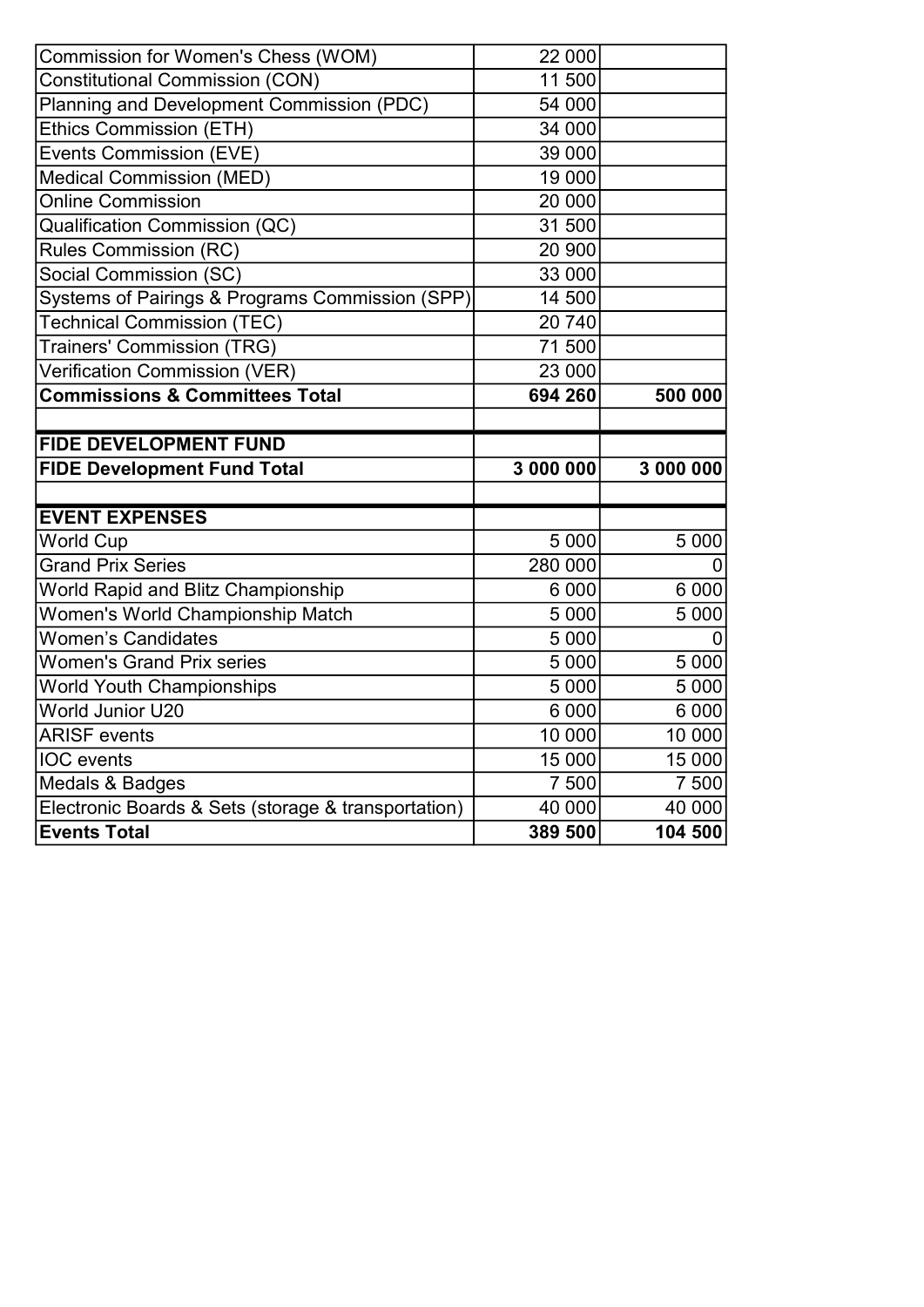| | | |
|---|---|---|
| Commission for Women's Chess (WOM) | 22 000 | |
| Constitutional Commission (CON) | 11 500 | |
| Planning and Development Commission (PDC) | 54 000 | |
| Ethics Commission (ETH) | 34 000 | |
| Events Commission (EVE) | 39 000 | |
| Medical Commission (MED) | 19 000 | |
| Online Commission | 20 000 | |
| Qualification Commission (QC) | 31 500 | |
| Rules Commission (RC) | 20 900 | |
| Social Commission (SC) | 33 000 | |
| Systems of Pairings & Programs Commission (SPP) | 14 500 | |
| Technical Commission (TEC) | 20 740 | |
| Trainers' Commission (TRG) | 71 500 | |
| Verification Commission (VER) | 23 000 | |
| **Commissions & Committees Total** | **694 260** | **500 000** |
| | | |
| **FIDE DEVELOPMENT FUND** | | |
| **FIDE Development Fund Total** | **3 000 000** | **3 000 000** |
| | | |
| **EVENT EXPENSES** | | |
| World Cup | 5 000 | 5 000 |
| Grand Prix Series | 280 000 | 0 |
| World Rapid and Blitz Championship | 6 000 | 6 000 |
| Women's World Championship Match | 5 000 | 5 000 |
| Women's Candidates | 5 000 | 0 |
| Women's Grand Prix series | 5 000 | 5 000 |
| World Youth Championships | 5 000 | 5 000 |
| World Junior U20 | 6 000 | 6 000 |
| ARISF events | 10 000 | 10 000 |
| IOC events | 15 000 | 15 000 |
| Medals & Badges | 7 500 | 7 500 |
| Electronic Boards & Sets (storage & transportation) | 40 000 | 40 000 |
| **Events Total** | **389 500** | **104 500** |